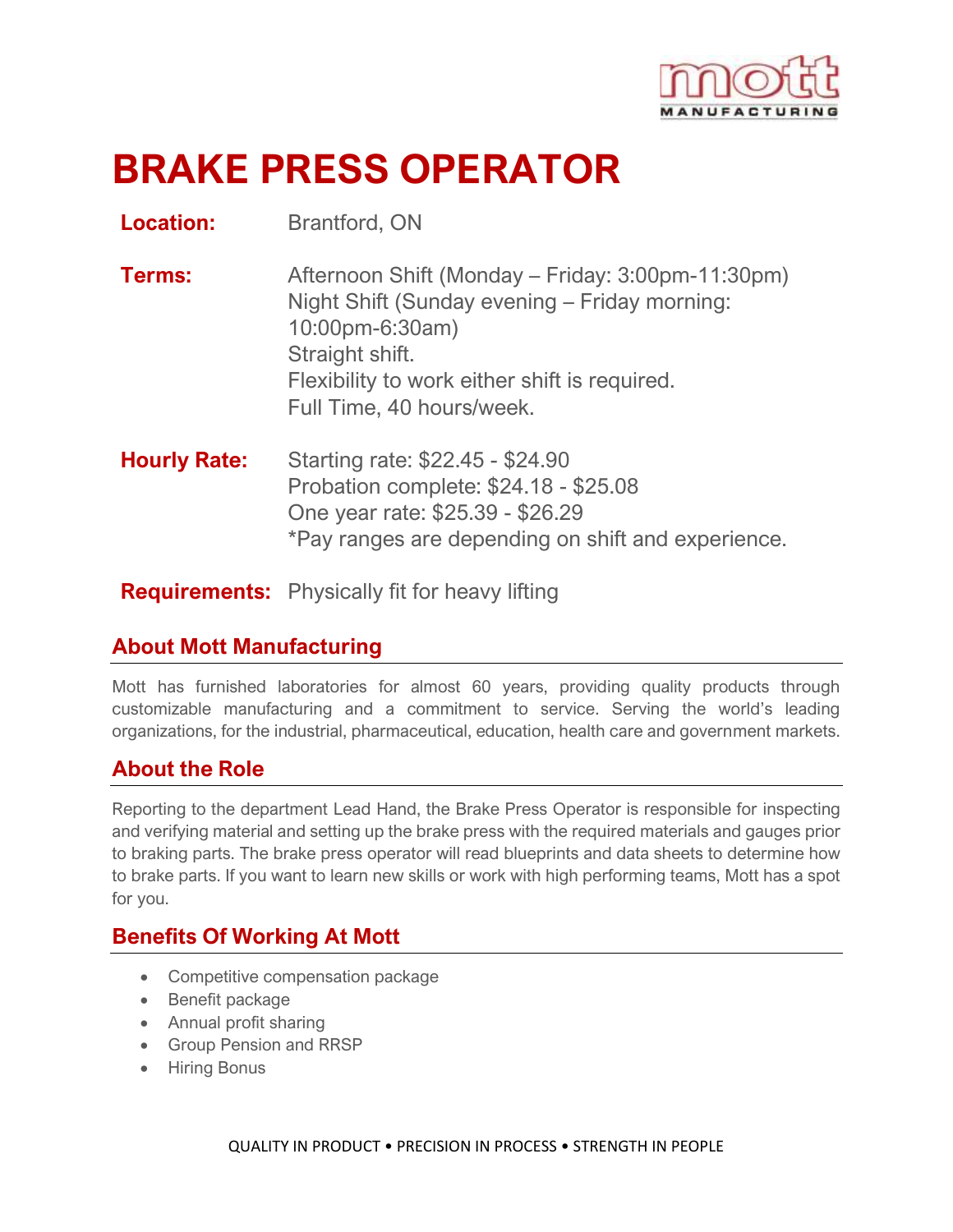# BRAKE PRESS OPERATOR

**Location:** Brantford, ON

**Terms:** Afternoon Shift (Monday – Friday: 3:00pm-11:30pm)
Night Shift (Sunday evening – Friday morning: 10:00pm-6:30am)
Straight shift.
Flexibility to work either shift is required.
Full Time, 40 hours/week.

**Hourly Rate:** Starting rate: $22.45 - $24.90
Probation complete: $24.18 - $25.08
One year rate: $25.39 - $26.29
*Pay ranges are depending on shift and experience.

**Requirements:** Physically fit for heavy lifting

## About Mott Manufacturing

Mott has furnished laboratories for almost 60 years, providing quality products through customizable manufacturing and a commitment to service. Serving the world's leading organizations, for the industrial, pharmaceutical, education, health care and government markets.

## About the Role

Reporting to the department Lead Hand, the Brake Press Operator is responsible for inspecting and verifying material and setting up the brake press with the required materials and gauges prior to braking parts. The brake press operator will read blueprints and data sheets to determine how to brake parts. If you want to learn new skills or work with high performing teams, Mott has a spot for you.

## Benefits Of Working At Mott

- Competitive compensation package
- Benefit package
- Annual profit sharing
- Group Pension and RRSP
- Hiring Bonus

QUALITY IN PRODUCT • PRECISION IN PROCESS • STRENGTH IN PEOPLE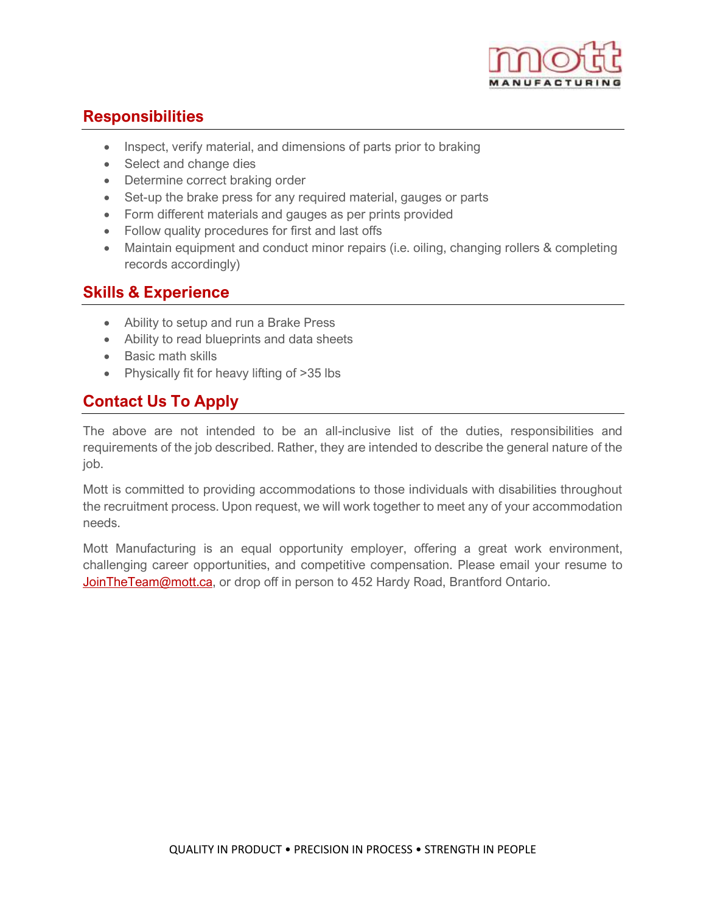## Responsibilities

- Inspect, verify material, and dimensions of parts prior to braking
- Select and change dies
- Determine correct braking order
- Set-up the brake press for any required material, gauges or parts
- Form different materials and gauges as per prints provided
- Follow quality procedures for first and last offs
- Maintain equipment and conduct minor repairs (i.e. oiling, changing rollers & completing records accordingly)

## Skills & Experience

- Ability to setup and run a Brake Press
- Ability to read blueprints and data sheets
- Basic math skills
- Physically fit for heavy lifting of >35 lbs

## Contact Us To Apply

The above are not intended to be an all-inclusive list of the duties, responsibilities and requirements of the job described. Rather, they are intended to describe the general nature of the job.

Mott is committed to providing accommodations to those individuals with disabilities throughout the recruitment process. Upon request, we will work together to meet any of your accommodation needs.

Mott Manufacturing is an equal opportunity employer, offering a great work environment, challenging career opportunities, and competitive compensation. Please email your resume to JoinTheTeam@mott.ca, or drop off in person to 452 Hardy Road, Brantford Ontario.